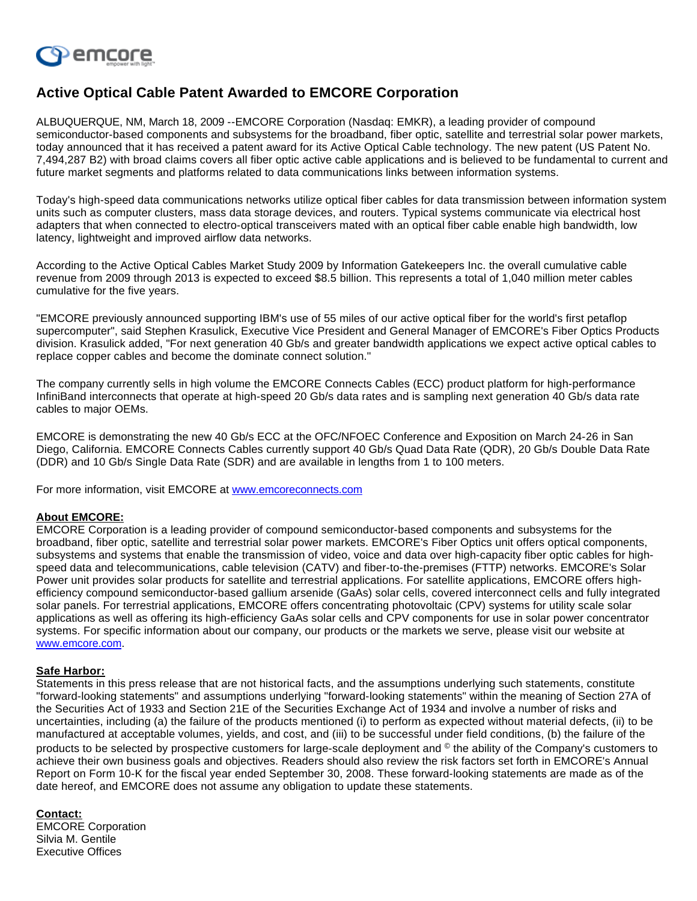# Active Optical Cable Patent Awarded to EMCORE Corporation

ALBUQUERQUE, NM, March 18, 2009 --EMCORE Corporation (Nasdaq: EMKR), a leading provider of compound semiconductor-based components and subsystems for the broadband, fiber optic, satellite and terrestrial solar power markets, today announced that it has received a patent award for its Active Optical Cable technology. The new patent (US Patent No. 7,494,287 B2) with broad claims covers all fiber optic active cable applications and is believed to be fundamental to current and future market segments and platforms related to data communications links between information systems.

Today's high-speed data communications networks utilize optical fiber cables for data transmission between information system units such as computer clusters, mass data storage devices, and routers. Typical systems communicate via electrical host adapters that when connected to electro-optical transceivers mated with an optical fiber cable enable high bandwidth, low latency, lightweight and improved airflow data networks.

According to the Active Optical Cables Market Study 2009 by Information Gatekeepers Inc. the overall cumulative cable revenue from 2009 through 2013 is expected to exceed $8.5 billion. This represents a total of 1,040 million meter cables cumulative for the five years.

"EMCORE previously announced supporting IBM's use of 55 miles of our active optical fiber for the world's first petaflop supercomputer", said Stephen Krasulick, Executive Vice President and General Manager of EMCORE's Fiber Optics Products division. Krasulick added, "For next generation 40 Gb/s and greater bandwidth applications we expect active optical cables to replace copper cables and become the dominate connect solution."

The company currently sells in high volume the EMCORE Connects Cables (ECC) product platform for high-performance InfiniBand interconnects that operate at high-speed 20 Gb/s data rates and is sampling next generation 40 Gb/s data rate cables to major OEMs.

EMCORE is demonstrating the new 40 Gb/s ECC at the OFC/NFOEC Conference and Exposition on March 24-26 in San Diego, California. EMCORE Connects Cables currently support 40 Gb/s Quad Data Rate (QDR), 20 Gb/s Double Data Rate (DDR) and 10 Gb/s Single Data Rate (SDR) and are available in lengths from 1 to 100 meters.

For more information, visit EMCORE at www.emcoreconnects.com

**About EMCORE:**
EMCORE Corporation is a leading provider of compound semiconductor-based components and subsystems for the broadband, fiber optic, satellite and terrestrial solar power markets. EMCORE's Fiber Optics unit offers optical components, subsystems and systems that enable the transmission of video, voice and data over high-capacity fiber optic cables for high-speed data and telecommunications, cable television (CATV) and fiber-to-the-premises (FTTP) networks. EMCORE's Solar Power unit provides solar products for satellite and terrestrial applications. For satellite applications, EMCORE offers high-efficiency compound semiconductor-based gallium arsenide (GaAs) solar cells, covered interconnect cells and fully integrated solar panels. For terrestrial applications, EMCORE offers concentrating photovoltaic (CPV) systems for utility scale solar applications as well as offering its high-efficiency GaAs solar cells and CPV components for use in solar power concentrator systems. For specific information about our company, our products or the markets we serve, please visit our website at www.emcore.com.

**Safe Harbor:**
Statements in this press release that are not historical facts, and the assumptions underlying such statements, constitute "forward-looking statements" and assumptions underlying "forward-looking statements" within the meaning of Section 27A of the Securities Act of 1933 and Section 21E of the Securities Exchange Act of 1934 and involve a number of risks and uncertainties, including (a) the failure of the products mentioned (i) to perform as expected without material defects, (ii) to be manufactured at acceptable volumes, yields, and cost, and (iii) to be successful under field conditions, (b) the failure of the products to be selected by prospective customers for large-scale deployment and © the ability of the Company's customers to achieve their own business goals and objectives. Readers should also review the risk factors set forth in EMCORE's Annual Report on Form 10-K for the fiscal year ended September 30, 2008. These forward-looking statements are made as of the date hereof, and EMCORE does not assume any obligation to update these statements.

**Contact:**
EMCORE Corporation
Silvia M. Gentile
Executive Offices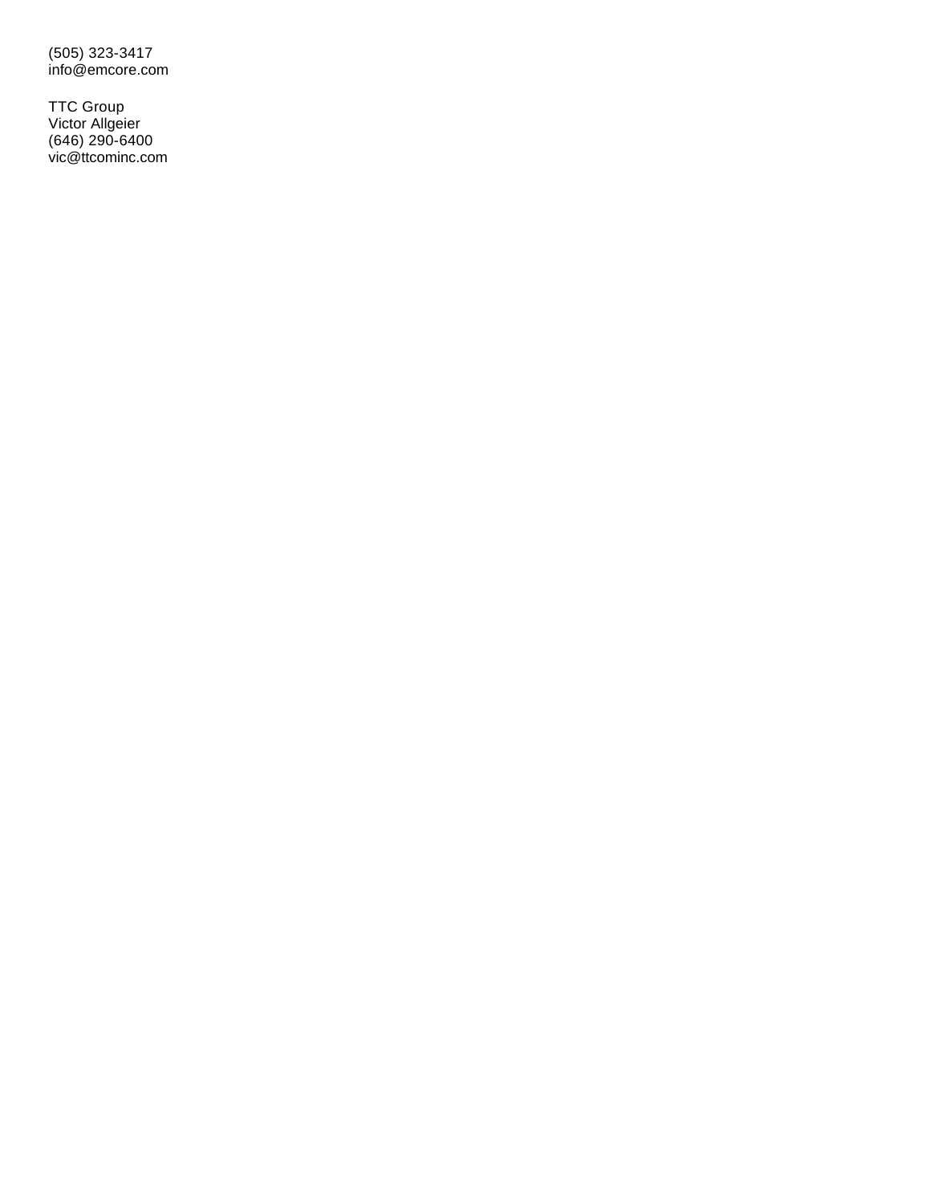(505) 323-3417
info@emcore.com

TTC Group
Victor Allgeier
(646) 290-6400
vic@ttcominc.com